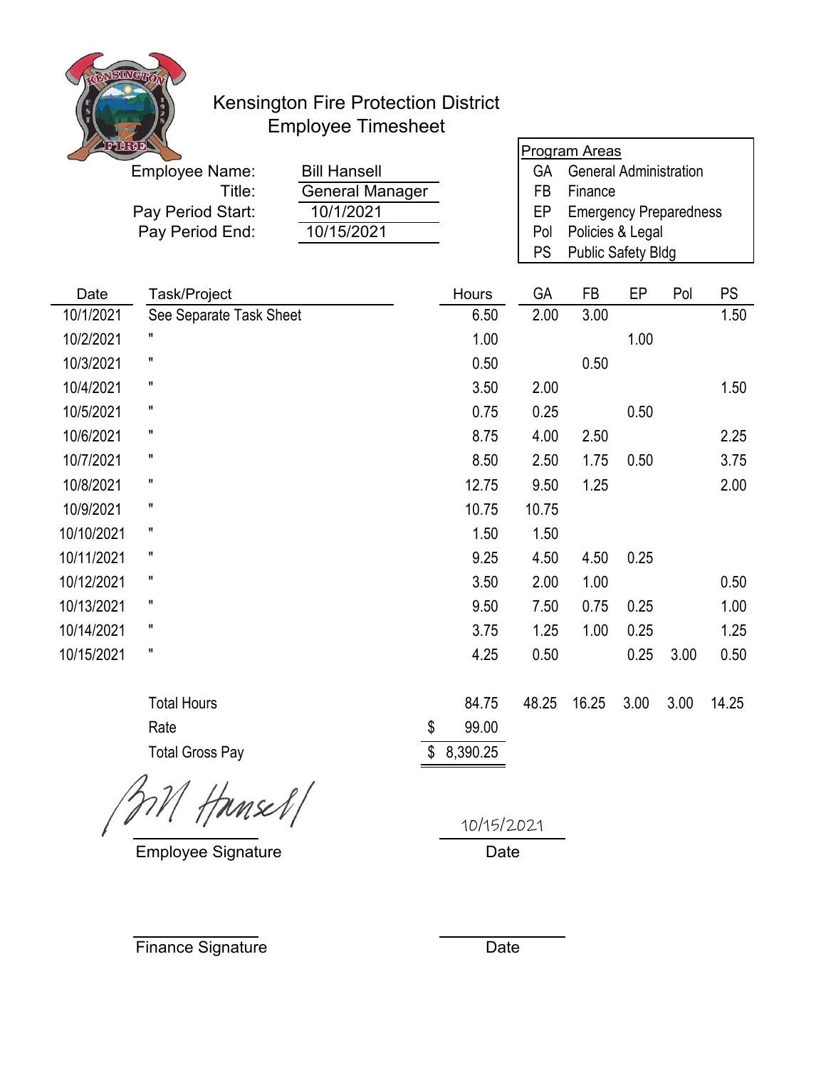# Kensington Fire Protection District
## Employee Timesheet

| | |
|---|---|
| Employee Name: | Bill Hansell |
| Title: | General Manager |
| Pay Period Start: | 10/1/2021 |
| Pay Period End: | 10/15/2021 |

**Program Areas**

| | |
|---|---|
| GA | General Administration |
| FB | Finance |
| EP | Emergency Preparedness |
| Pol | Policies & Legal |
| PS | Public Safety Bldg |

| Date | Task/Project | Hours | GA | FB | EP | Pol | PS |
|---|---|---|---|---|---|---|---|
| 10/1/2021 | See Separate Task Sheet | 6.50 | 2.00 | 3.00 | | | 1.50 |
| 10/2/2021 | " | 1.00 | | | 1.00 | | |
| 10/3/2021 | " | 0.50 | | 0.50 | | | |
| 10/4/2021 | " | 3.50 | 2.00 | | | | 1.50 |
| 10/5/2021 | " | 0.75 | 0.25 | | 0.50 | | |
| 10/6/2021 | " | 8.75 | 4.00 | 2.50 | | | 2.25 |
| 10/7/2021 | " | 8.50 | 2.50 | 1.75 | 0.50 | | 3.75 |
| 10/8/2021 | " | 12.75 | 9.50 | 1.25 | | | 2.00 |
| 10/9/2021 | " | 10.75 | 10.75 | | | | |
| 10/10/2021 | " | 1.50 | 1.50 | | | | |
| 10/11/2021 | " | 9.25 | 4.50 | 4.50 | 0.25 | | |
| 10/12/2021 | " | 3.50 | 2.00 | 1.00 | | | 0.50 |
| 10/13/2021 | " | 9.50 | 7.50 | 0.75 | 0.25 | | 1.00 |
| 10/14/2021 | " | 3.75 | 1.25 | 1.00 | 0.25 | | 1.25 |
| 10/15/2021 | " | 4.25 | 0.50 | | 0.25 | 3.00 | 0.50 |
| | Total Hours | 84.75 | 48.25 | 16.25 | 3.00 | 3.00 | 14.25 |
| | Rate | $ 99.00 | | | | | |
| | Total Gross Pay | $ 8,390.25 | | | | | |

Bill Hansell

Employee Signature

10/15/2021

Date

Finance Signature

Date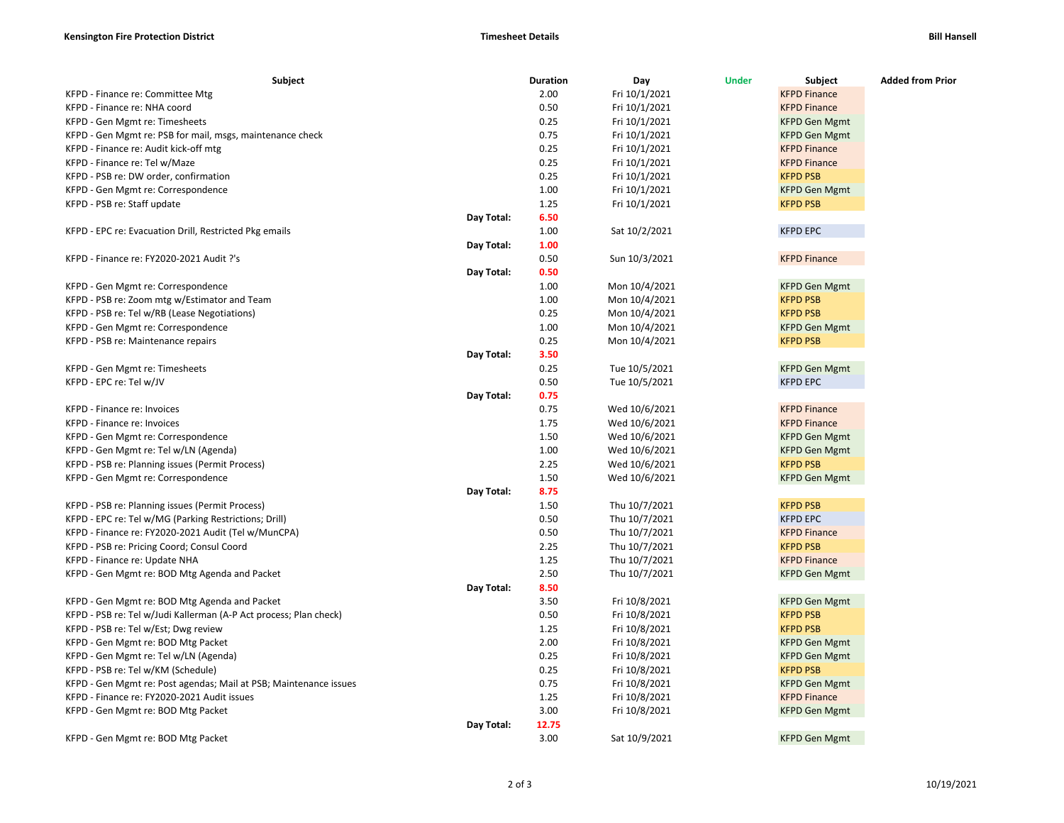**Kensington Fire Protection District** | **Timesheet Details** | **Bill Hansell**

| Subject | | Duration | Day | Under | Subject | Added from Prior |
|---|---|---|---|---|---|---|
| KFPD - Finance re: Committee Mtg | | 2.00 | Fri 10/1/2021 | | KFPD Finance | |
| KFPD - Finance re: NHA coord | | 0.50 | Fri 10/1/2021 | | KFPD Finance | |
| KFPD - Gen Mgmt re: Timesheets | | 0.25 | Fri 10/1/2021 | | KFPD Gen Mgmt | |
| KFPD - Gen Mgmt re: PSB for mail, msgs, maintenance check | | 0.75 | Fri 10/1/2021 | | KFPD Gen Mgmt | |
| KFPD - Finance re: Audit kick-off mtg | | 0.25 | Fri 10/1/2021 | | KFPD Finance | |
| KFPD - Finance re: Tel w/Maze | | 0.25 | Fri 10/1/2021 | | KFPD Finance | |
| KFPD - PSB re: DW order, confirmation | | 0.25 | Fri 10/1/2021 | | KFPD PSB | |
| KFPD - Gen Mgmt re: Correspondence | | 1.00 | Fri 10/1/2021 | | KFPD Gen Mgmt | |
| KFPD - PSB re: Staff update | | 1.25 | Fri 10/1/2021 | | KFPD PSB | |
| | **Day Total:** | **6.50** | | | | |
| KFPD - EPC re: Evacuation Drill, Restricted Pkg emails | | 1.00 | Sat 10/2/2021 | | KFPD EPC | |
| | **Day Total:** | **1.00** | | | | |
| KFPD - Finance re: FY2020-2021 Audit ?'s | | 0.50 | Sun 10/3/2021 | | KFPD Finance | |
| | **Day Total:** | **0.50** | | | | |
| KFPD - Gen Mgmt re: Correspondence | | 1.00 | Mon 10/4/2021 | | KFPD Gen Mgmt | |
| KFPD - PSB re: Zoom mtg w/Estimator and Team | | 1.00 | Mon 10/4/2021 | | KFPD PSB | |
| KFPD - PSB re: Tel w/RB (Lease Negotiations) | | 0.25 | Mon 10/4/2021 | | KFPD PSB | |
| KFPD - Gen Mgmt re: Correspondence | | 1.00 | Mon 10/4/2021 | | KFPD Gen Mgmt | |
| KFPD - PSB re: Maintenance repairs | | 0.25 | Mon 10/4/2021 | | KFPD PSB | |
| | **Day Total:** | **3.50** | | | | |
| KFPD - Gen Mgmt re: Timesheets | | 0.25 | Tue 10/5/2021 | | KFPD Gen Mgmt | |
| KFPD - EPC re: Tel w/JV | | 0.50 | Tue 10/5/2021 | | KFPD EPC | |
| | **Day Total:** | **0.75** | | | | |
| KFPD - Finance re: Invoices | | 0.75 | Wed 10/6/2021 | | KFPD Finance | |
| KFPD - Finance re: Invoices | | 1.75 | Wed 10/6/2021 | | KFPD Finance | |
| KFPD - Gen Mgmt re: Correspondence | | 1.50 | Wed 10/6/2021 | | KFPD Gen Mgmt | |
| KFPD - Gen Mgmt re: Tel w/LN (Agenda) | | 1.00 | Wed 10/6/2021 | | KFPD Gen Mgmt | |
| KFPD - PSB re: Planning issues (Permit Process) | | 2.25 | Wed 10/6/2021 | | KFPD PSB | |
| KFPD - Gen Mgmt re: Correspondence | | 1.50 | Wed 10/6/2021 | | KFPD Gen Mgmt | |
| | **Day Total:** | **8.75** | | | | |
| KFPD - PSB re: Planning issues (Permit Process) | | 1.50 | Thu 10/7/2021 | | KFPD PSB | |
| KFPD - EPC re: Tel w/MG (Parking Restrictions; Drill) | | 0.50 | Thu 10/7/2021 | | KFPD EPC | |
| KFPD - Finance re: FY2020-2021 Audit (Tel w/MunCPA) | | 0.50 | Thu 10/7/2021 | | KFPD Finance | |
| KFPD - PSB re: Pricing Coord; Consul Coord | | 2.25 | Thu 10/7/2021 | | KFPD PSB | |
| KFPD - Finance re: Update NHA | | 1.25 | Thu 10/7/2021 | | KFPD Finance | |
| KFPD - Gen Mgmt re: BOD Mtg Agenda and Packet | | 2.50 | Thu 10/7/2021 | | KFPD Gen Mgmt | |
| | **Day Total:** | **8.50** | | | | |
| KFPD - Gen Mgmt re: BOD Mtg Agenda and Packet | | 3.50 | Fri 10/8/2021 | | KFPD Gen Mgmt | |
| KFPD - PSB re: Tel w/Judi Kallerman (A-P Act process; Plan check) | | 0.50 | Fri 10/8/2021 | | KFPD PSB | |
| KFPD - PSB re: Tel w/Est; Dwg review | | 1.25 | Fri 10/8/2021 | | KFPD PSB | |
| KFPD - Gen Mgmt re: BOD Mtg Packet | | 2.00 | Fri 10/8/2021 | | KFPD Gen Mgmt | |
| KFPD - Gen Mgmt re: Tel w/LN (Agenda) | | 0.25 | Fri 10/8/2021 | | KFPD Gen Mgmt | |
| KFPD - PSB re: Tel w/KM (Schedule) | | 0.25 | Fri 10/8/2021 | | KFPD PSB | |
| KFPD - Gen Mgmt re: Post agendas; Mail at PSB; Maintenance issues | | 0.75 | Fri 10/8/2021 | | KFPD Gen Mgmt | |
| KFPD - Finance re: FY2020-2021 Audit issues | | 1.25 | Fri 10/8/2021 | | KFPD Finance | |
| KFPD - Gen Mgmt re: BOD Mtg Packet | | 3.00 | Fri 10/8/2021 | | KFPD Gen Mgmt | |
| | **Day Total:** | **12.75** | | | | |
| KFPD - Gen Mgmt re: BOD Mtg Packet | | 3.00 | Sat 10/9/2021 | | KFPD Gen Mgmt | |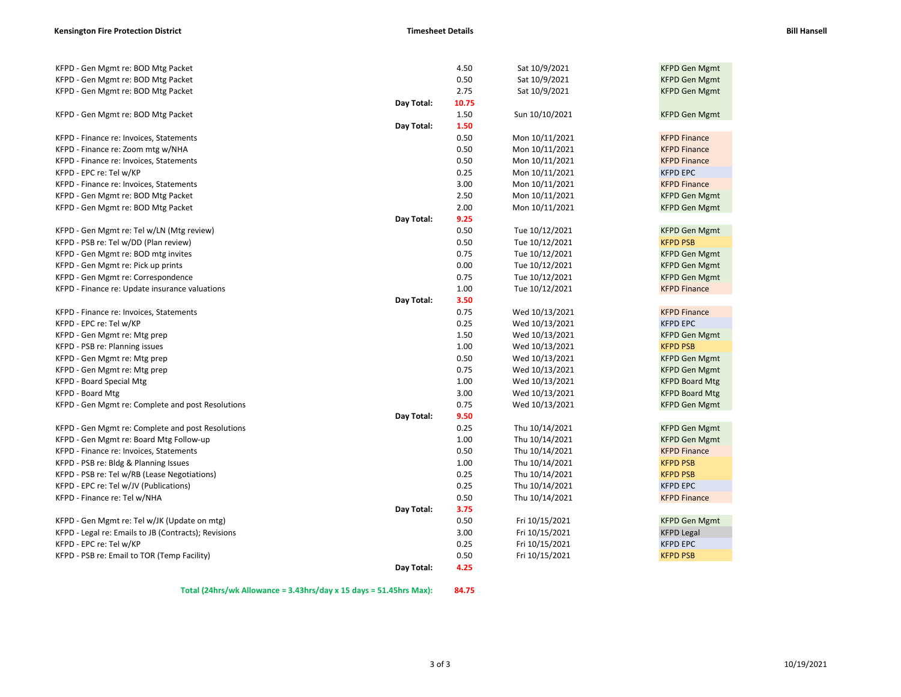**Kensington Fire Protection District** **Timesheet Details** **Bill Hansell**

| | | | | |
|---|---|---|---|---|
| KFPD - Gen Mgmt re: BOD Mtg Packet | | 4.50 | Sat 10/9/2021 | KFPD Gen Mgmt |
| KFPD - Gen Mgmt re: BOD Mtg Packet | | 0.50 | Sat 10/9/2021 | KFPD Gen Mgmt |
| KFPD - Gen Mgmt re: BOD Mtg Packet | | 2.75 | Sat 10/9/2021 | KFPD Gen Mgmt |
| | **Day Total:** | **10.75** | | |
| KFPD - Gen Mgmt re: BOD Mtg Packet | | 1.50 | Sun 10/10/2021 | KFPD Gen Mgmt |
| | **Day Total:** | **1.50** | | |
| KFPD - Finance re: Invoices, Statements | | 0.50 | Mon 10/11/2021 | KFPD Finance |
| KFPD - Finance re: Zoom mtg w/NHA | | 0.50 | Mon 10/11/2021 | KFPD Finance |
| KFPD - Finance re: Invoices, Statements | | 0.50 | Mon 10/11/2021 | KFPD Finance |
| KFPD - EPC re: Tel w/KP | | 0.25 | Mon 10/11/2021 | KFPD EPC |
| KFPD - Finance re: Invoices, Statements | | 3.00 | Mon 10/11/2021 | KFPD Finance |
| KFPD - Gen Mgmt re: BOD Mtg Packet | | 2.50 | Mon 10/11/2021 | KFPD Gen Mgmt |
| KFPD - Gen Mgmt re: BOD Mtg Packet | | 2.00 | Mon 10/11/2021 | KFPD Gen Mgmt |
| | **Day Total:** | **9.25** | | |
| KFPD - Gen Mgmt re: Tel w/LN (Mtg review) | | 0.50 | Tue 10/12/2021 | KFPD Gen Mgmt |
| KFPD - PSB re: Tel w/DD (Plan review) | | 0.50 | Tue 10/12/2021 | KFPD PSB |
| KFPD - Gen Mgmt re: BOD mtg invites | | 0.75 | Tue 10/12/2021 | KFPD Gen Mgmt |
| KFPD - Gen Mgmt re: Pick up prints | | 0.00 | Tue 10/12/2021 | KFPD Gen Mgmt |
| KFPD - Gen Mgmt re: Correspondence | | 0.75 | Tue 10/12/2021 | KFPD Gen Mgmt |
| KFPD - Finance re: Update insurance valuations | | 1.00 | Tue 10/12/2021 | KFPD Finance |
| | **Day Total:** | **3.50** | | |
| KFPD - Finance re: Invoices, Statements | | 0.75 | Wed 10/13/2021 | KFPD Finance |
| KFPD - EPC re: Tel w/KP | | 0.25 | Wed 10/13/2021 | KFPD EPC |
| KFPD - Gen Mgmt re: Mtg prep | | 1.50 | Wed 10/13/2021 | KFPD Gen Mgmt |
| KFPD - PSB re: Planning issues | | 1.00 | Wed 10/13/2021 | KFPD PSB |
| KFPD - Gen Mgmt re: Mtg prep | | 0.50 | Wed 10/13/2021 | KFPD Gen Mgmt |
| KFPD - Gen Mgmt re: Mtg prep | | 0.75 | Wed 10/13/2021 | KFPD Gen Mgmt |
| KFPD - Board Special Mtg | | 1.00 | Wed 10/13/2021 | KFPD Board Mtg |
| KFPD - Board Mtg | | 3.00 | Wed 10/13/2021 | KFPD Board Mtg |
| KFPD - Gen Mgmt re: Complete and post Resolutions | | 0.75 | Wed 10/13/2021 | KFPD Gen Mgmt |
| | **Day Total:** | **9.50** | | |
| KFPD - Gen Mgmt re: Complete and post Resolutions | | 0.25 | Thu 10/14/2021 | KFPD Gen Mgmt |
| KFPD - Gen Mgmt re: Board Mtg Follow-up | | 1.00 | Thu 10/14/2021 | KFPD Gen Mgmt |
| KFPD - Finance re: Invoices, Statements | | 0.50 | Thu 10/14/2021 | KFPD Finance |
| KFPD - PSB re: Bldg & Planning Issues | | 1.00 | Thu 10/14/2021 | KFPD PSB |
| KFPD - PSB re: Tel w/RB (Lease Negotiations) | | 0.25 | Thu 10/14/2021 | KFPD PSB |
| KFPD - EPC re: Tel w/JV (Publications) | | 0.25 | Thu 10/14/2021 | KFPD EPC |
| KFPD - Finance re: Tel w/NHA | | 0.50 | Thu 10/14/2021 | KFPD Finance |
| | **Day Total:** | **3.75** | | |
| KFPD - Gen Mgmt re: Tel w/JK (Update on mtg) | | 0.50 | Fri 10/15/2021 | KFPD Gen Mgmt |
| KFPD - Legal re: Emails to JB (Contracts); Revisions | | 3.00 | Fri 10/15/2021 | KFPD Legal |
| KFPD - EPC re: Tel w/KP | | 0.25 | Fri 10/15/2021 | KFPD EPC |
| KFPD - PSB re: Email to TOR (Temp Facility) | | 0.50 | Fri 10/15/2021 | KFPD PSB |
| | **Day Total:** | **4.25** | | |
| | **Total (24hrs/wk Allowance = 3.43hrs/day x 15 days = 51.45hrs Max):** | **84.75** | | |

10/19/2021